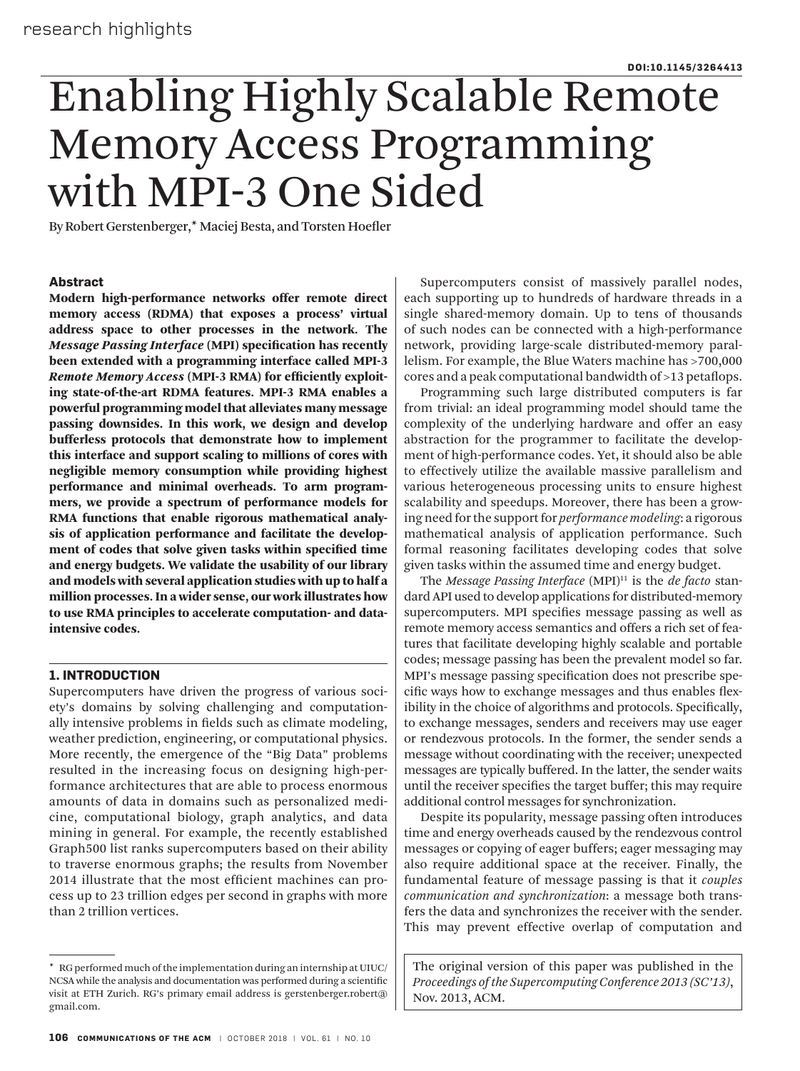DOI:10.1145/3264413

# Enabling Highly Scalable Remote Memory Access Programming with MPI-3 One Sided

By Robert Gerstenberger,* Maciej Besta, and Torsten Hoefler

### Abstract

**Modern high-performance networks offer remote direct memory access (RDMA) that exposes a process' virtual address space to other processes in the network. The *Message Passing Interface* (MPI) specification has recently been extended with a programming interface called MPI-3 *Remote Memory Access* (MPI-3 RMA) for efficiently exploiting state-of-the-art RDMA features. MPI-3 RMA enables a powerful programming model that alleviates many message passing downsides. In this work, we design and develop bufferless protocols that demonstrate how to implement this interface and support scaling to millions of cores with negligible memory consumption while providing highest performance and minimal overheads. To arm programmers, we provide a spectrum of performance models for RMA functions that enable rigorous mathematical analysis of application performance and facilitate the development of codes that solve given tasks within specified time and energy budgets. We validate the usability of our library and models with several application studies with up to half a million processes. In a wider sense, our work illustrates how to use RMA principles to accelerate computation- and data-intensive codes.**

### 1. INTRODUCTION

Supercomputers have driven the progress of various society's domains by solving challenging and computationally intensive problems in fields such as climate modeling, weather prediction, engineering, or computational physics. More recently, the emergence of the "Big Data" problems resulted in the increasing focus on designing high-performance architectures that are able to process enormous amounts of data in domains such as personalized medicine, computational biology, graph analytics, and data mining in general. For example, the recently established Graph500 list ranks supercomputers based on their ability to traverse enormous graphs; the results from November 2014 illustrate that the most efficient machines can process up to 23 trillion edges per second in graphs with more than 2 trillion vertices.

Supercomputers consist of massively parallel nodes, each supporting up to hundreds of hardware threads in a single shared-memory domain. Up to tens of thousands of such nodes can be connected with a high-performance network, providing large-scale distributed-memory parallelism. For example, the Blue Waters machine has >700,000 cores and a peak computational bandwidth of >13 petaflops.

Programming such large distributed computers is far from trivial: an ideal programming model should tame the complexity of the underlying hardware and offer an easy abstraction for the programmer to facilitate the development of high-performance codes. Yet, it should also be able to effectively utilize the available massive parallelism and various heterogeneous processing units to ensure highest scalability and speedups. Moreover, there has been a growing need for the support for *performance modeling*: a rigorous mathematical analysis of application performance. Such formal reasoning facilitates developing codes that solve given tasks within the assumed time and energy budget.

The *Message Passing Interface* (MPI)[11] is the *de facto* standard API used to develop applications for distributed-memory supercomputers. MPI specifies message passing as well as remote memory access semantics and offers a rich set of features that facilitate developing highly scalable and portable codes; message passing has been the prevalent model so far. MPI's message passing specification does not prescribe specific ways how to exchange messages and thus enables flexibility in the choice of algorithms and protocols. Specifically, to exchange messages, senders and receivers may use eager or rendezvous protocols. In the former, the sender sends a message without coordinating with the receiver; unexpected messages are typically buffered. In the latter, the sender waits until the receiver specifies the target buffer; this may require additional control messages for synchronization.

Despite its popularity, message passing often introduces time and energy overheads caused by the rendezvous control messages or copying of eager buffers; eager messaging may also require additional space at the receiver. Finally, the fundamental feature of message passing is that it *couples communication and synchronization*: a message both transfers the data and synchronizes the receiver with the sender. This may prevent effective overlap of computation and

The original version of this paper was published in the *Proceedings of the Supercomputing Conference 2013 (SC'13)*, Nov. 2013, ACM.

* RG performed much of the implementation during an internship at UIUC/NCSA while the analysis and documentation was performed during a scientific visit at ETH Zurich. RG's primary email address is gerstenberger.robert@gmail.com.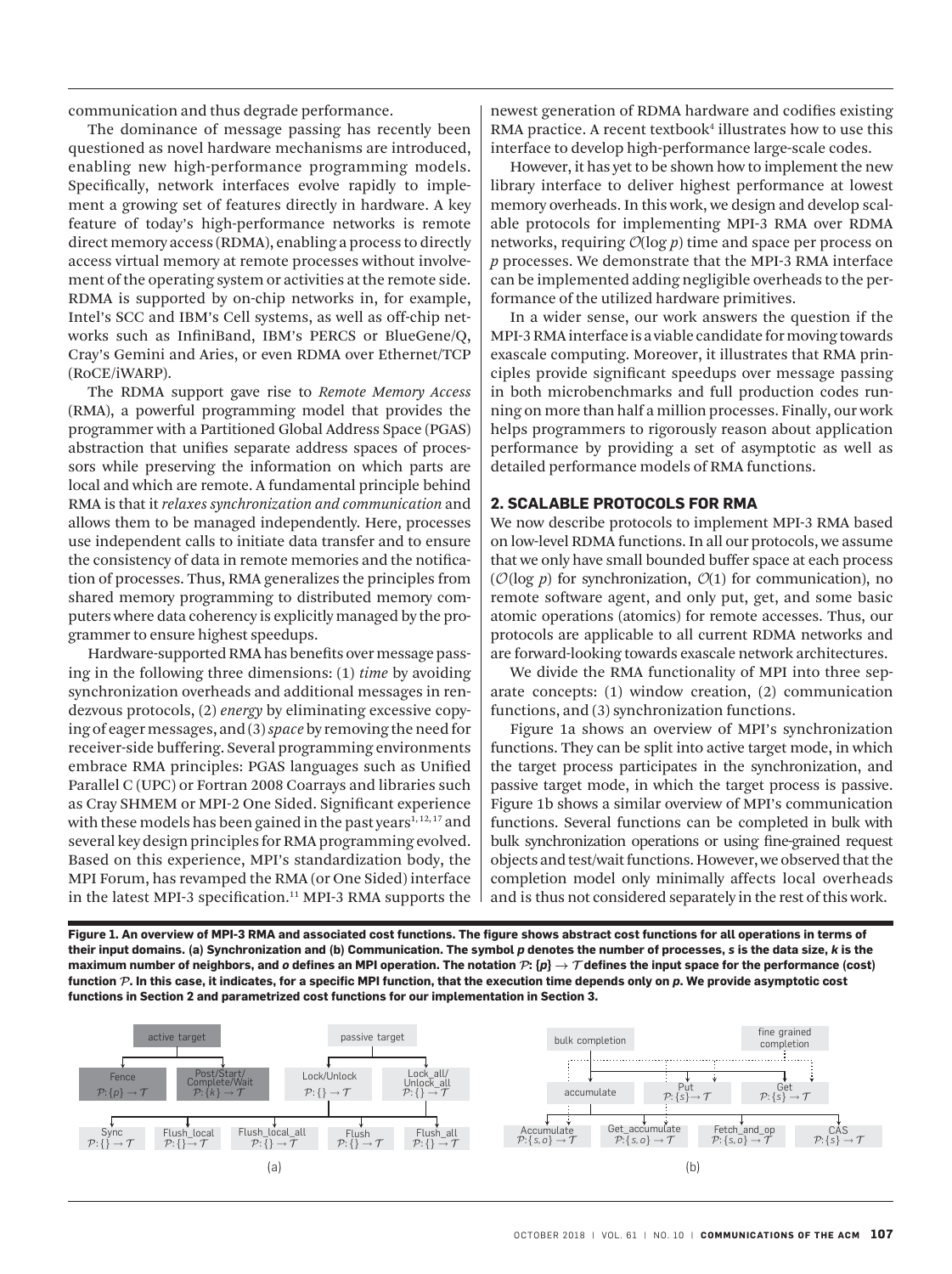communication and thus degrade performance.

The dominance of message passing has recently been questioned as novel hardware mechanisms are introduced, enabling new high-performance programming models. Specifically, network interfaces evolve rapidly to implement a growing set of features directly in hardware. A key feature of today's high-performance networks is remote direct memory access (RDMA), enabling a process to directly access virtual memory at remote processes without involvement of the operating system or activities at the remote side. RDMA is supported by on-chip networks in, for example, Intel's SCC and IBM's Cell systems, as well as off-chip networks such as InfiniBand, IBM's PERCS or BlueGene/Q, Cray's Gemini and Aries, or even RDMA over Ethernet/TCP (RoCE/iWARP).

The RDMA support gave rise to *Remote Memory Access* (RMA), a powerful programming model that provides the programmer with a Partitioned Global Address Space (PGAS) abstraction that unifies separate address spaces of processors while preserving the information on which parts are local and which are remote. A fundamental principle behind RMA is that it *relaxes synchronization and communication* and allows them to be managed independently. Here, processes use independent calls to initiate data transfer and to ensure the consistency of data in remote memories and the notification of processes. Thus, RMA generalizes the principles from shared memory programming to distributed memory computers where data coherency is explicitly managed by the programmer to ensure highest speedups.

Hardware-supported RMA has benefits over message passing in the following three dimensions: (1) *time* by avoiding synchronization overheads and additional messages in rendezvous protocols, (2) *energy* by eliminating excessive copying of eager messages, and (3) *space* by removing the need for receiver-side buffering. Several programming environments embrace RMA principles: PGAS languages such as Unified Parallel C (UPC) or Fortran 2008 Coarrays and libraries such as Cray SHMEM or MPI-2 One Sided. Significant experience with these models has been gained in the past years[1, 12, 17] and several key design principles for RMA programming evolved. Based on this experience, MPI's standardization body, the MPI Forum, has revamped the RMA (or One Sided) interface in the latest MPI-3 specification.[11] MPI-3 RMA supports the newest generation of RDMA hardware and codifies existing RMA practice. A recent textbook[4] illustrates how to use this interface to develop high-performance large-scale codes.

However, it has yet to be shown how to implement the new library interface to deliver highest performance at lowest memory overheads. In this work, we design and develop scalable protocols for implementing MPI-3 RMA over RDMA networks, requiring $\mathcal{O}(\log p)$ time and space per process on $p$ processes. We demonstrate that the MPI-3 RMA interface can be implemented adding negligible overheads to the performance of the utilized hardware primitives.

In a wider sense, our work answers the question if the MPI-3 RMA interface is a viable candidate for moving towards exascale computing. Moreover, it illustrates that RMA principles provide significant speedups over message passing in both microbenchmarks and full production codes running on more than half a million processes. Finally, our work helps programmers to rigorously reason about application performance by providing a set of asymptotic as well as detailed performance models of RMA functions.

## 2. SCALABLE PROTOCOLS FOR RMA

We now describe protocols to implement MPI-3 RMA based on low-level RDMA functions. In all our protocols, we assume that we only have small bounded buffer space at each process ($\mathcal{O}(\log p)$ for synchronization, $\mathcal{O}(1)$ for communication), no remote software agent, and only put, get, and some basic atomic operations (atomics) for remote accesses. Thus, our protocols are applicable to all current RDMA networks and are forward-looking towards exascale network architectures.

We divide the RMA functionality of MPI into three separate concepts: (1) window creation, (2) communication functions, and (3) synchronization functions.

Figure 1a shows an overview of MPI's synchronization functions. They can be split into active target mode, in which the target process participates in the synchronization, and passive target mode, in which the target process is passive. Figure 1b shows a similar overview of MPI's communication functions. Several functions can be completed in bulk with bulk synchronization operations or using fine-grained request objects and test/wait functions. However, we observed that the completion model only minimally affects local overheads and is thus not considered separately in the rest of this work.

**Figure 1. An overview of MPI-3 RMA and associated cost functions. The figure shows abstract cost functions for all operations in terms of their input domains. (a) Synchronization and (b) Communication. The symbol $p$ denotes the number of processes, $s$ is the data size, $k$ is the maximum number of neighbors, and $o$ defines an MPI operation. The notation $\mathcal{P}$: $\{p\} \rightarrow \mathcal{T}$ defines the input space for the performance (cost) function $\mathcal{P}$. In this case, it indicates, for a specific MPI function, that the execution time depends only on $p$. We provide asymptotic cost functions in Section 2 and parametrized cost functions for our implementation in Section 3.**

(a)

- active target
  - Fence $\mathcal{P}: \{p\} \rightarrow \mathcal{T}$
  - Post/Start/Complete/Wait $\mathcal{P}: \{k\} \rightarrow \mathcal{T}$
- passive target
  - Lock/Unlock $\mathcal{P}: \{\} \rightarrow \mathcal{T}$
  - Lock_all/Unlock_all $\mathcal{P}: \{\} \rightarrow \mathcal{T}$
- Sync $\mathcal{P}: \{\} \rightarrow \mathcal{T}$
- Flush_local $\mathcal{P}: \{\} \rightarrow \mathcal{T}$
- Flush_local_all $\mathcal{P}: \{\} \rightarrow \mathcal{T}$
- Flush $\mathcal{P}: \{\} \rightarrow \mathcal{T}$
- Flush_all $\mathcal{P}: \{\} \rightarrow \mathcal{T}$

(b)

- bulk completion / fine grained completion
  - accumulate
    - Accumulate $\mathcal{P}: \{s, o\} \rightarrow \mathcal{T}$
    - Get_accumulate $\mathcal{P}: \{s, o\} \rightarrow \mathcal{T}$
    - Fetch_and_op $\mathcal{P}: \{s, o\} \rightarrow \mathcal{T}$
    - CAS $\mathcal{P}: \{s\} \rightarrow \mathcal{T}$
  - Put $\mathcal{P}: \{s\} \rightarrow \mathcal{T}$
  - Get $\mathcal{P}: \{s\} \rightarrow \mathcal{T}$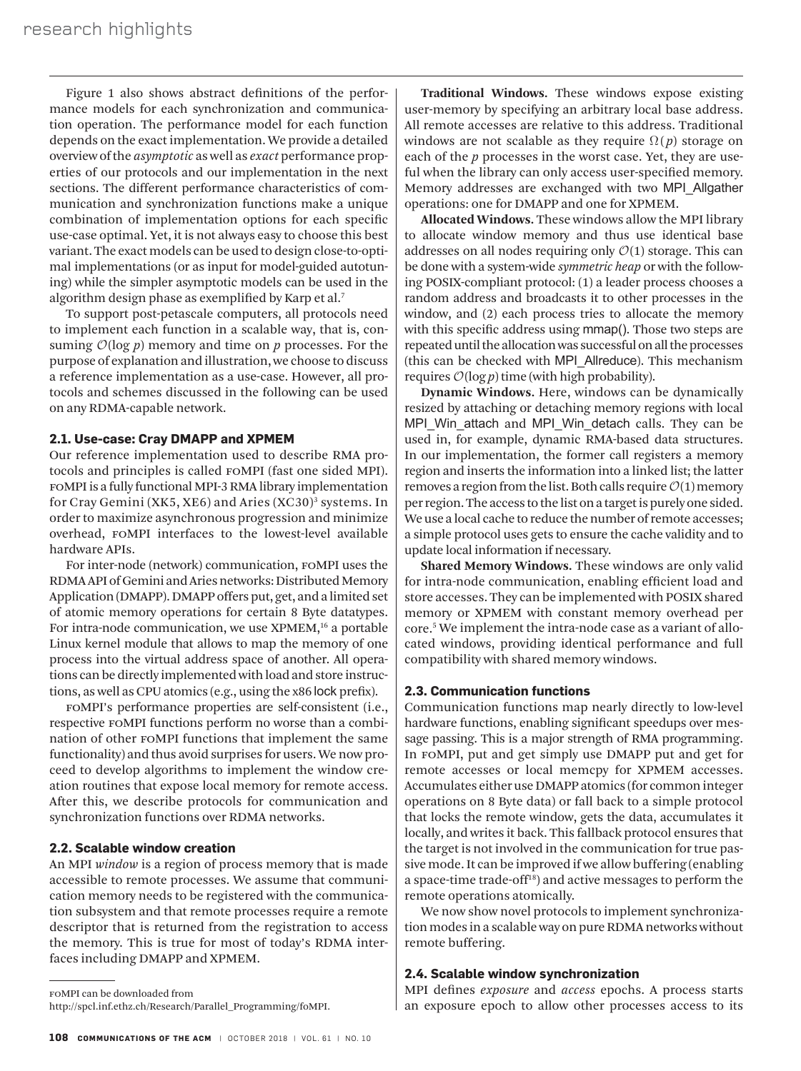Figure 1 also shows abstract definitions of the performance models for each synchronization and communication operation. The performance model for each function depends on the exact implementation. We provide a detailed overview of the *asymptotic* as well as *exact* performance properties of our protocols and our implementation in the next sections. The different performance characteristics of communication and synchronization functions make a unique combination of implementation options for each specific use-case optimal. Yet, it is not always easy to choose this best variant. The exact models can be used to design close-to-optimal implementations (or as input for model-guided autotuning) while the simpler asymptotic models can be used in the algorithm design phase as exemplified by Karp et al.[7]

To support post-petascale computers, all protocols need to implement each function in a scalable way, that is, consuming $\mathcal{O}(\log p)$ memory and time on $p$ processes. For the purpose of explanation and illustration, we choose to discuss a reference implementation as a use-case. However, all protocols and schemes discussed in the following can be used on any RDMA-capable network.

### 2.1. Use-case: Cray DMAPP and XPMEM

Our reference implementation used to describe RMA protocols and principles is called FOMPI (fast one sided MPI). FOMPI is a fully functional MPI-3 RMA library implementation for Cray Gemini (XK5, XE6) and Aries (XC30)[3] systems. In order to maximize asynchronous progression and minimize overhead, FOMPI interfaces to the lowest-level available hardware APIs.

For inter-node (network) communication, FOMPI uses the RDMA API of Gemini and Aries networks: Distributed Memory Application (DMAPP). DMAPP offers put, get, and a limited set of atomic memory operations for certain 8 Byte datatypes. For intra-node communication, we use XPMEM,[16] a portable Linux kernel module that allows to map the memory of one process into the virtual address space of another. All operations can be directly implemented with load and store instructions, as well as CPU atomics (e.g., using the x86 lock prefix).

FOMPI's performance properties are self-consistent (i.e., respective FOMPI functions perform no worse than a combination of other FOMPI functions that implement the same functionality) and thus avoid surprises for users. We now proceed to develop algorithms to implement the window creation routines that expose local memory for remote access. After this, we describe protocols for communication and synchronization functions over RDMA networks.

### 2.2. Scalable window creation

An MPI *window* is a region of process memory that is made accessible to remote processes. We assume that communication memory needs to be registered with the communication subsystem and that remote processes require a remote descriptor that is returned from the registration to access the memory. This is true for most of today's RDMA interfaces including DMAPP and XPMEM.

**Traditional Windows.** These windows expose existing user-memory by specifying an arbitrary local base address. All remote accesses are relative to this address. Traditional windows are not scalable as they require $\Omega(p)$ storage on each of the $p$ processes in the worst case. Yet, they are useful when the library can only access user-specified memory. Memory addresses are exchanged with two MPI_Allgather operations: one for DMAPP and one for XPMEM.

**Allocated Windows.** These windows allow the MPI library to allocate window memory and thus use identical base addresses on all nodes requiring only $\mathcal{O}(1)$ storage. This can be done with a system-wide *symmetric heap* or with the following POSIX-compliant protocol: (1) a leader process chooses a random address and broadcasts it to other processes in the window, and (2) each process tries to allocate the memory with this specific address using mmap(). Those two steps are repeated until the allocation was successful on all the processes (this can be checked with MPI_Allreduce). This mechanism requires $\mathcal{O}(\log p)$ time (with high probability).

**Dynamic Windows.** Here, windows can be dynamically resized by attaching or detaching memory regions with local MPI_Win_attach and MPI_Win_detach calls. They can be used in, for example, dynamic RMA-based data structures. In our implementation, the former call registers a memory region and inserts the information into a linked list; the latter removes a region from the list. Both calls require $\mathcal{O}(1)$ memory per region. The access to the list on a target is purely one sided. We use a local cache to reduce the number of remote accesses; a simple protocol uses gets to ensure the cache validity and to update local information if necessary.

**Shared Memory Windows.** These windows are only valid for intra-node communication, enabling efficient load and store accesses. They can be implemented with POSIX shared memory or XPMEM with constant memory overhead per core.[5] We implement the intra-node case as a variant of allocated windows, providing identical performance and full compatibility with shared memory windows.

### 2.3. Communication functions

Communication functions map nearly directly to low-level hardware functions, enabling significant speedups over message passing. This is a major strength of RMA programming. In FOMPI, put and get simply use DMAPP put and get for remote accesses or local memcpy for XPMEM accesses. Accumulates either use DMAPP atomics (for common integer operations on 8 Byte data) or fall back to a simple protocol that locks the remote window, gets the data, accumulates it locally, and writes it back. This fallback protocol ensures that the target is not involved in the communication for true passive mode. It can be improved if we allow buffering (enabling a space-time trade-off[18]) and active messages to perform the remote operations atomically.

We now show novel protocols to implement synchronization modes in a scalable way on pure RDMA networks without remote buffering.

### 2.4. Scalable window synchronization

MPI defines *exposure* and *access* epochs. A process starts an exposure epoch to allow other processes access to its

---

FOMPI can be downloaded from http://spcl.inf.ethz.ch/Research/Parallel_Programming/foMPI.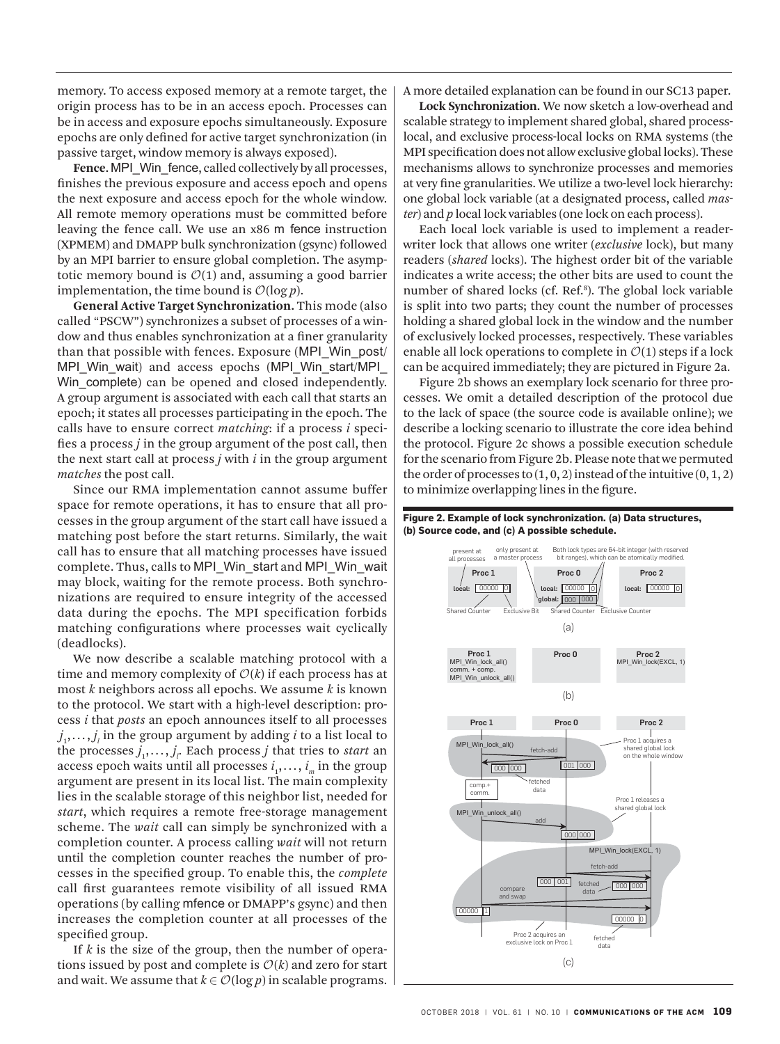memory. To access exposed memory at a remote target, the origin process has to be in an access epoch. Processes can be in access and exposure epochs simultaneously. Exposure epochs are only defined for active target synchronization (in passive target, window memory is always exposed).

**Fence.** MPI_Win_fence, called collectively by all processes, finishes the previous exposure and access epoch and opens the next exposure and access epoch for the whole window. All remote memory operations must be committed before leaving the fence call. We use an x86 m fence instruction (XPMEM) and DMAPP bulk synchronization (gsync) followed by an MPI barrier to ensure global completion. The asymptotic memory bound is $\mathcal{O}(1)$ and, assuming a good barrier implementation, the time bound is $\mathcal{O}(\log p)$.

**General Active Target Synchronization.** This mode (also called "PSCW") synchronizes a subset of processes of a window and thus enables synchronization at a finer granularity than that possible with fences. Exposure (MPI_Win_post/MPI_Win_wait) and access epochs (MPI_Win_start/MPI_Win_complete) can be opened and closed independently. A group argument is associated with each call that starts an epoch; it states all processes participating in the epoch. The calls have to ensure correct *matching*: if a process $i$ specifies a process $j$ in the group argument of the post call, then the next start call at process $j$ with $i$ in the group argument *matches* the post call.

Since our RMA implementation cannot assume buffer space for remote operations, it has to ensure that all processes in the group argument of the start call have issued a matching post before the start returns. Similarly, the wait call has to ensure that all matching processes have issued complete. Thus, calls to MPI_Win_start and MPI_Win_wait may block, waiting for the remote process. Both synchronizations are required to ensure integrity of the accessed data during the epochs. The MPI specification forbids matching configurations where processes wait cyclically (deadlocks).

We now describe a scalable matching protocol with a time and memory complexity of $\mathcal{O}(k)$ if each process has at most $k$ neighbors across all epochs. We assume $k$ is known to the protocol. We start with a high-level description: process $i$ that *posts* an epoch announces itself to all processes $j_1, \ldots, j_l$ in the group argument by adding $i$ to a list local to the processes $j_1, \ldots, j_l$. Each process $j$ that tries to *start* an access epoch waits until all processes $i_1, \ldots, i_m$ in the group argument are present in its local list. The main complexity lies in the scalable storage of this neighbor list, needed for *start*, which requires a remote free-storage management scheme. The *wait* call can simply be synchronized with a completion counter. A process calling *wait* will not return until the completion counter reaches the number of processes in the specified group. To enable this, the *complete* call first guarantees remote visibility of all issued RMA operations (by calling mfence or DMAPP's gsync) and then increases the completion counter at all processes of the specified group.

If $k$ is the size of the group, then the number of operations issued by post and complete is $\mathcal{O}(k)$ and zero for start and wait. We assume that $k \in \mathcal{O}(\log p)$ in scalable programs. A more detailed explanation can be found in our SC13 paper.

**Lock Synchronization.** We now sketch a low-overhead and scalable strategy to implement shared global, shared process-local, and exclusive process-local locks on RMA systems (the MPI specification does not allow exclusive global locks). These mechanisms allows to synchronize processes and memories at very fine granularities. We utilize a two-level lock hierarchy: one global lock variable (at a designated process, called *master*) and $p$ local lock variables (one lock on each process).

Each local lock variable is used to implement a reader-writer lock that allows one writer (*exclusive* lock), but many readers (*shared* locks). The highest order bit of the variable indicates a write access; the other bits are used to count the number of shared locks (cf. Ref.[8]). The global lock variable is split into two parts; they count the number of processes holding a shared global lock in the window and the number of exclusively locked processes, respectively. These variables enable all lock operations to complete in $\mathcal{O}(1)$ steps if a lock can be acquired immediately; they are pictured in Figure 2a.

Figure 2b shows an exemplary lock scenario for three processes. We omit a detailed description of the protocol due to the lack of space (the source code is available online); we describe a locking scenario to illustrate the core idea behind the protocol. Figure 2c shows a possible execution schedule for the scenario from Figure 2b. Please note that we permuted the order of processes to (1, 0, 2) instead of the intuitive (0, 1, 2) to minimize overlapping lines in the figure.

**Figure 2. Example of lock synchronization. (a) Data structures, (b) Source code, and (c) A possible schedule.**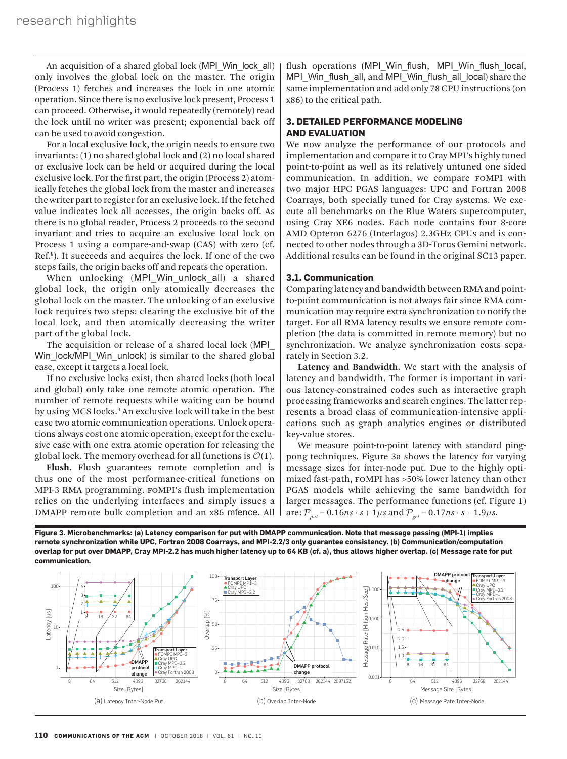An acquisition of a shared global lock (MPI_Win_lock_all) only involves the global lock on the master. The origin (Process 1) fetches and increases the lock in one atomic operation. Since there is no exclusive lock present, Process 1 can proceed. Otherwise, it would repeatedly (remotely) read the lock until no writer was present; exponential back off can be used to avoid congestion.

For a local exclusive lock, the origin needs to ensure two invariants: (1) no shared global lock **and** (2) no local shared or exclusive lock can be held or acquired during the local exclusive lock. For the first part, the origin (Process 2) atomically fetches the global lock from the master and increases the writer part to register for an exclusive lock. If the fetched value indicates lock all accesses, the origin backs off. As there is no global reader, Process 2 proceeds to the second invariant and tries to acquire an exclusive local lock on Process 1 using a compare-and-swap (CAS) with zero (cf. Ref.[8]). It succeeds and acquires the lock. If one of the two steps fails, the origin backs off and repeats the operation.

When unlocking (MPI_Win_unlock_all) a shared global lock, the origin only atomically decreases the global lock on the master. The unlocking of an exclusive lock requires two steps: clearing the exclusive bit of the local lock, and then atomically decreasing the writer part of the global lock.

The acquisition or release of a shared local lock (MPI_Win_lock/MPI_Win_unlock) is similar to the shared global case, except it targets a local lock.

If no exclusive locks exist, then shared locks (both local and global) only take one remote atomic operation. The number of remote requests while waiting can be bound by using MCS locks.[9] An exclusive lock will take in the best case two atomic communication operations. Unlock operations always cost one atomic operation, except for the exclusive case with one extra atomic operation for releasing the global lock. The memory overhead for all functions is $\mathcal{O}(1)$.

**Flush.** Flush guarantees remote completion and is thus one of the most performance-critical functions on MPI-3 RMA programming. FOMPI's flush implementation relies on the underlying interfaces and simply issues a DMAPP remote bulk completion and an x86 mfence. All flush operations (MPI_Win_flush, MPI_Win_flush_local, MPI_Win_flush_all, and MPI_Win_flush_all_local) share the same implementation and add only 78 CPU instructions (on x86) to the critical path.

## 3. DETAILED PERFORMANCE MODELING AND EVALUATION

We now analyze the performance of our protocols and implementation and compare it to Cray MPI's highly tuned point-to-point as well as its relatively untuned one sided communication. In addition, we compare FOMPI with two major HPC PGAS languages: UPC and Fortran 2008 Coarrays, both specially tuned for Cray systems. We execute all benchmarks on the Blue Waters supercomputer, using Cray XE6 nodes. Each node contains four 8-core AMD Opteron 6276 (Interlagos) 2.3GHz CPUs and is connected to other nodes through a 3D-Torus Gemini network. Additional results can be found in the original SC13 paper.

### 3.1. Communication

Comparing latency and bandwidth between RMA and point-to-point communication is not always fair since RMA communication may require extra synchronization to notify the target. For all RMA latency results we ensure remote completion (the data is committed in remote memory) but no synchronization. We analyze synchronization costs separately in Section 3.2.

**Latency and Bandwidth.** We start with the analysis of latency and bandwidth. The former is important in various latency-constrained codes such as interactive graph processing frameworks and search engines. The latter represents a broad class of communication-intensive applications such as graph analytics engines or distributed key-value stores.

We measure point-to-point latency with standard ping-pong techniques. Figure 3a shows the latency for varying message sizes for inter-node put. Due to the highly optimized fast-path, FOMPI has >50% lower latency than other PGAS models while achieving the same bandwidth for larger messages. The performance functions (cf. Figure 1) are: $\mathcal{P}_{put} = 0.16ns \cdot s + 1\mu s$ and $\mathcal{P}_{get} = 0.17ns \cdot s + 1.9\mu s$.

**Figure 3. Microbenchmarks: (a) Latency comparison for put with DMAPP communication. Note that message passing (MPI-1) implies remote synchronization while UPC, Fortran 2008 Coarrays, and MPI-2.2/3 only guarantee consistency. (b) Communication/computation overlap for put over DMAPP, Cray MPI-2.2 has much higher latency up to 64 KB (cf. a), thus allows higher overlap. (c) Message rate for put communication.**

(a) Latency Inter-Node Put (b) Overlap Inter-Node (c) Message Rate Inter-Node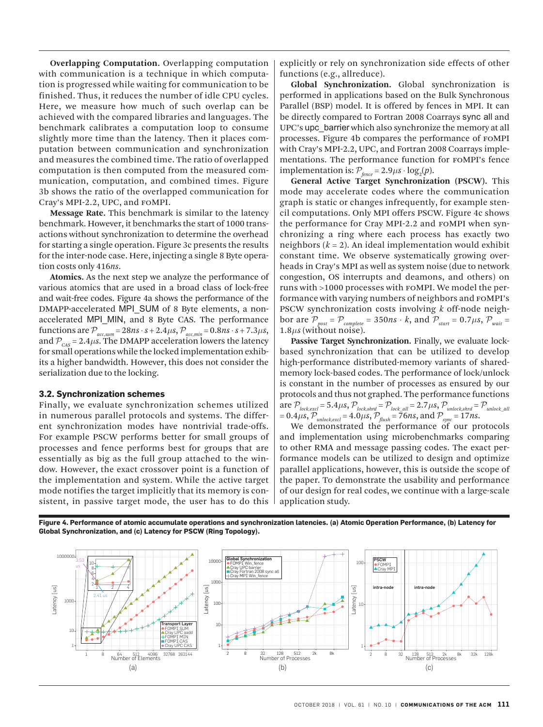**Overlapping Computation.** Overlapping computation with communication is a technique in which computation is progressed while waiting for communication to be finished. Thus, it reduces the number of idle CPU cycles. Here, we measure how much of such overlap can be achieved with the compared libraries and languages. The benchmark calibrates a computation loop to consume slightly more time than the latency. Then it places computation between communication and synchronization and measures the combined time. The ratio of overlapped computation is then computed from the measured communication, computation, and combined times. Figure 3b shows the ratio of the overlapped communication for Cray's MPI-2.2, UPC, and FOMPI.

**Message Rate.** This benchmark is similar to the latency benchmark. However, it benchmarks the start of 1000 transactions without synchronization to determine the overhead for starting a single operation. Figure 3c presents the results for the inter-node case. Here, injecting a single 8 Byte operation costs only 416*ns*.

**Atomics.** As the next step we analyze the performance of various atomics that are used in a broad class of lock-free and wait-free codes. Figure 4a shows the performance of the DMAPP-accelerated MPI_SUM of 8 Byte elements, a non-accelerated MPI_MIN, and 8 Byte CAS. The performance functions are $\mathcal{P}_{acc,sum} = 28ns \cdot s + 2.4\mu s$, $\mathcal{P}_{acc,min} = 0.8ns \cdot s + 7.3\mu s$, and $\mathcal{P}_{CAS} = 2.4\mu s$. The DMAPP acceleration lowers the latency for small operations while the locked implementation exhibits a higher bandwidth. However, this does not consider the serialization due to the locking.

### 3.2. Synchronization schemes

Finally, we evaluate synchronization schemes utilized in numerous parallel protocols and systems. The different synchronization modes have nontrivial trade-offs. For example PSCW performs better for small groups of processes and fence performs best for groups that are essentially as big as the full group attached to the window. However, the exact crossover point is a function of the implementation and system. While the active target mode notifies the target implicitly that its memory is consistent, in passive target mode, the user has to do this explicitly or rely on synchronization side effects of other functions (e.g., allreduce).

**Global Synchronization.** Global synchronization is performed in applications based on the Bulk Synchronous Parallel (BSP) model. It is offered by fences in MPI. It can be directly compared to Fortran 2008 Coarrays sync all and UPC's upc_barrier which also synchronize the memory at all processes. Figure 4b compares the performance of FOMPI with Cray's MPI-2.2, UPC, and Fortran 2008 Coarrays implementations. The performance function for FOMPI's fence implementation is: $\mathcal{P}_{fence} = 2.9\mu s \cdot \log_2(p)$.

**General Active Target Synchronization (PSCW).** This mode may accelerate codes where the communication graph is static or changes infrequently, for example stencil computations. Only MPI offers PSCW. Figure 4c shows the performance for Cray MPI-2.2 and FOMPI when synchronizing a ring where each process has exactly two neighbors ($k = 2$). An ideal implementation would exhibit constant time. We observe systematically growing overheads in Cray's MPI as well as system noise (due to network congestion, OS interrupts and deamons, and others) on runs with >1000 processes with FOMPI. We model the performance with varying numbers of neighbors and FOMPI's PSCW synchronization costs involving $k$ off-node neighbor are $\mathcal{P}_{post} = \mathcal{P}_{complete} = 350ns \cdot k$, and $\mathcal{P}_{start} = 0.7\mu s$, $\mathcal{P}_{wait} = 1.8\mu s$ (without noise).

**Passive Target Synchronization.** Finally, we evaluate lock-based synchronization that can be utilized to develop high-performance distributed-memory variants of shared-memory lock-based codes. The performance of lock/unlock is constant in the number of processes as ensured by our protocols and thus not graphed. The performance functions are $\mathcal{P}_{lock,excl} = 5.4\mu s$, $\mathcal{P}_{lock,shrd} = \mathcal{P}_{lock\_all} = 2.7\mu s$, $\mathcal{P}_{unlock,shrd} = \mathcal{P}_{unlock\_all} = 0.4\mu s$, $\mathcal{P}_{unlock,excl} = 4.0\mu s$, $\mathcal{P}_{flush} = 76ns$, and $\mathcal{P}_{sync} = 17ns$.

We demonstrated the performance of our protocols and implementation using microbenchmarks comparing to other RMA and message passing codes. The exact performance models can be utilized to design and optimize parallel applications, however, this is outside the scope of the paper. To demonstrate the usability and performance of our design for real codes, we continue with a large-scale application study.

**Figure 4. Performance of atomic accumulate operations and synchronization latencies. (a) Atomic Operation Performance, (b) Latency for Global Synchronization, and (c) Latency for PSCW (Ring Topology).**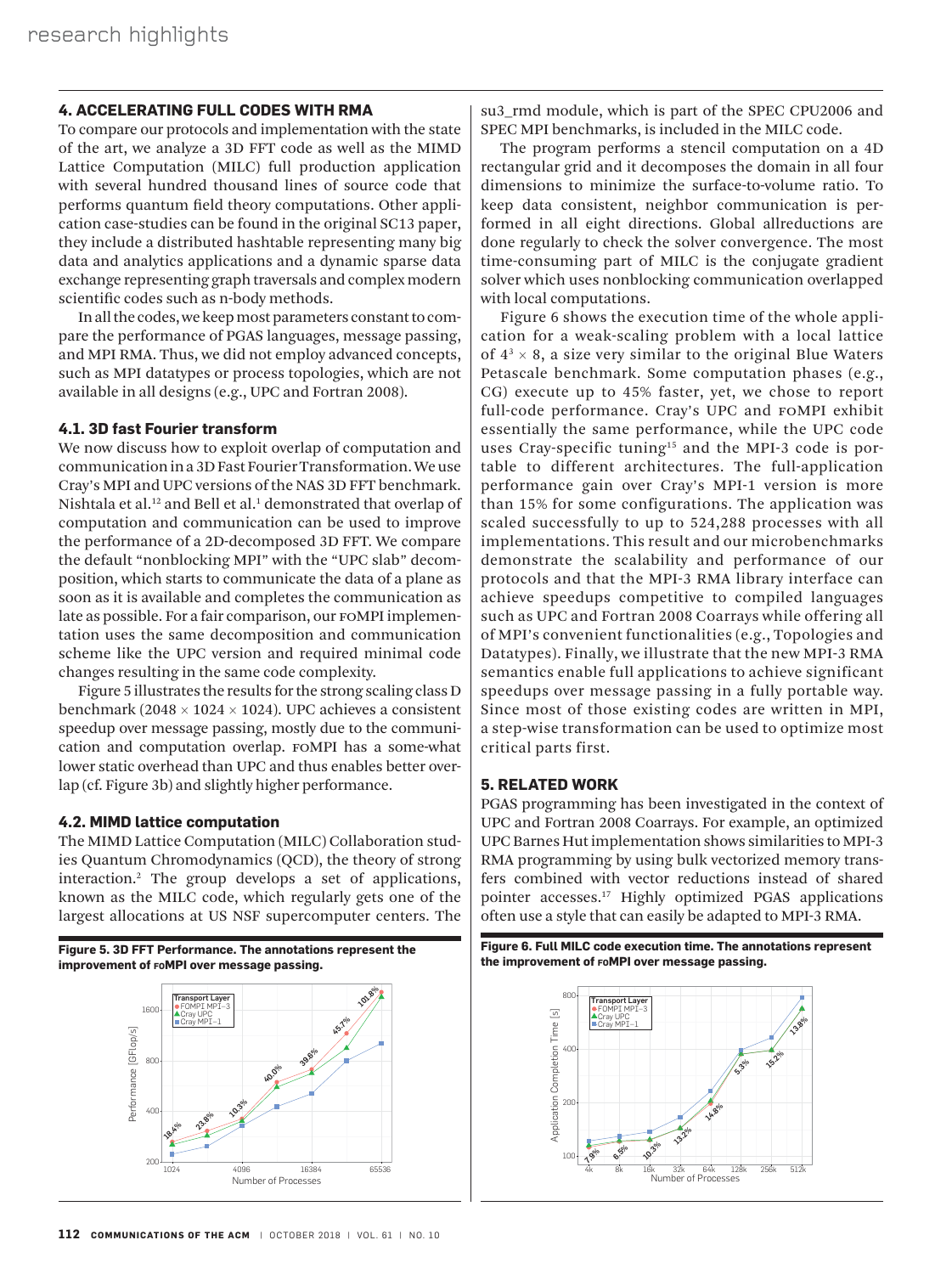## 4. ACCELERATING FULL CODES WITH RMA

To compare our protocols and implementation with the state of the art, we analyze a 3D FFT code as well as the MIMD Lattice Computation (MILC) full production application with several hundred thousand lines of source code that performs quantum field theory computations. Other application case-studies can be found in the original SC13 paper, they include a distributed hashtable representing many big data and analytics applications and a dynamic sparse data exchange representing graph traversals and complex modern scientific codes such as n-body methods.

In all the codes, we keep most parameters constant to compare the performance of PGAS languages, message passing, and MPI RMA. Thus, we did not employ advanced concepts, such as MPI datatypes or process topologies, which are not available in all designs (e.g., UPC and Fortran 2008).

### 4.1. 3D fast Fourier transform

We now discuss how to exploit overlap of computation and communication in a 3D Fast Fourier Transformation. We use Cray's MPI and UPC versions of the NAS 3D FFT benchmark. Nishtala et al.[12] and Bell et al.[1] demonstrated that overlap of computation and communication can be used to improve the performance of a 2D-decomposed 3D FFT. We compare the default "nonblocking MPI" with the "UPC slab" decomposition, which starts to communicate the data of a plane as soon as it is available and completes the communication as late as possible. For a fair comparison, our FOMPI implementation uses the same decomposition and communication scheme like the UPC version and required minimal code changes resulting in the same code complexity.

Figure 5 illustrates the results for the strong scaling class D benchmark ($2048 \times 1024 \times 1024$). UPC achieves a consistent speedup over message passing, mostly due to the communication and computation overlap. FOMPI has a some-what lower static overhead than UPC and thus enables better overlap (cf. Figure 3b) and slightly higher performance.

### 4.2. MIMD lattice computation

The MIMD Lattice Computation (MILC) Collaboration studies Quantum Chromodynamics (QCD), the theory of strong interaction.[2] The group develops a set of applications, known as the MILC code, which regularly gets one of the largest allocations at US NSF supercomputer centers. The su3_rmd module, which is part of the SPEC CPU2006 and SPEC MPI benchmarks, is included in the MILC code.

**Figure 5. 3D FFT Performance. The annotations represent the improvement of FOMPI over message passing.**

The program performs a stencil computation on a 4D rectangular grid and it decomposes the domain in all four dimensions to minimize the surface-to-volume ratio. To keep data consistent, neighbor communication is performed in all eight directions. Global allreductions are done regularly to check the solver convergence. The most time-consuming part of MILC is the conjugate gradient solver which uses nonblocking communication overlapped with local computations.

Figure 6 shows the execution time of the whole application for a weak-scaling problem with a local lattice of $4^3 \times 8$, a size very similar to the original Blue Waters Petascale benchmark. Some computation phases (e.g., CG) execute up to 45% faster, yet, we chose to report full-code performance. Cray's UPC and FOMPI exhibit essentially the same performance, while the UPC code uses Cray-specific tuning[15] and the MPI-3 code is portable to different architectures. The full-application performance gain over Cray's MPI-1 version is more than 15% for some configurations. The application was scaled successfully to up to 524,288 processes with all implementations. This result and our microbenchmarks demonstrate the scalability and performance of our protocols and that the MPI-3 RMA library interface can achieve speedups competitive to compiled languages such as UPC and Fortran 2008 Coarrays while offering all of MPI's convenient functionalities (e.g., Topologies and Datatypes). Finally, we illustrate that the new MPI-3 RMA semantics enable full applications to achieve significant speedups over message passing in a fully portable way. Since most of those existing codes are written in MPI, a step-wise transformation can be used to optimize most critical parts first.

## 5. RELATED WORK

PGAS programming has been investigated in the context of UPC and Fortran 2008 Coarrays. For example, an optimized UPC Barnes Hut implementation shows similarities to MPI-3 RMA programming by using bulk vectorized memory transfers combined with vector reductions instead of shared pointer accesses.[17] Highly optimized PGAS applications often use a style that can easily be adapted to MPI-3 RMA.

**Figure 6. Full MILC code execution time. The annotations represent the improvement of FOMPI over message passing.**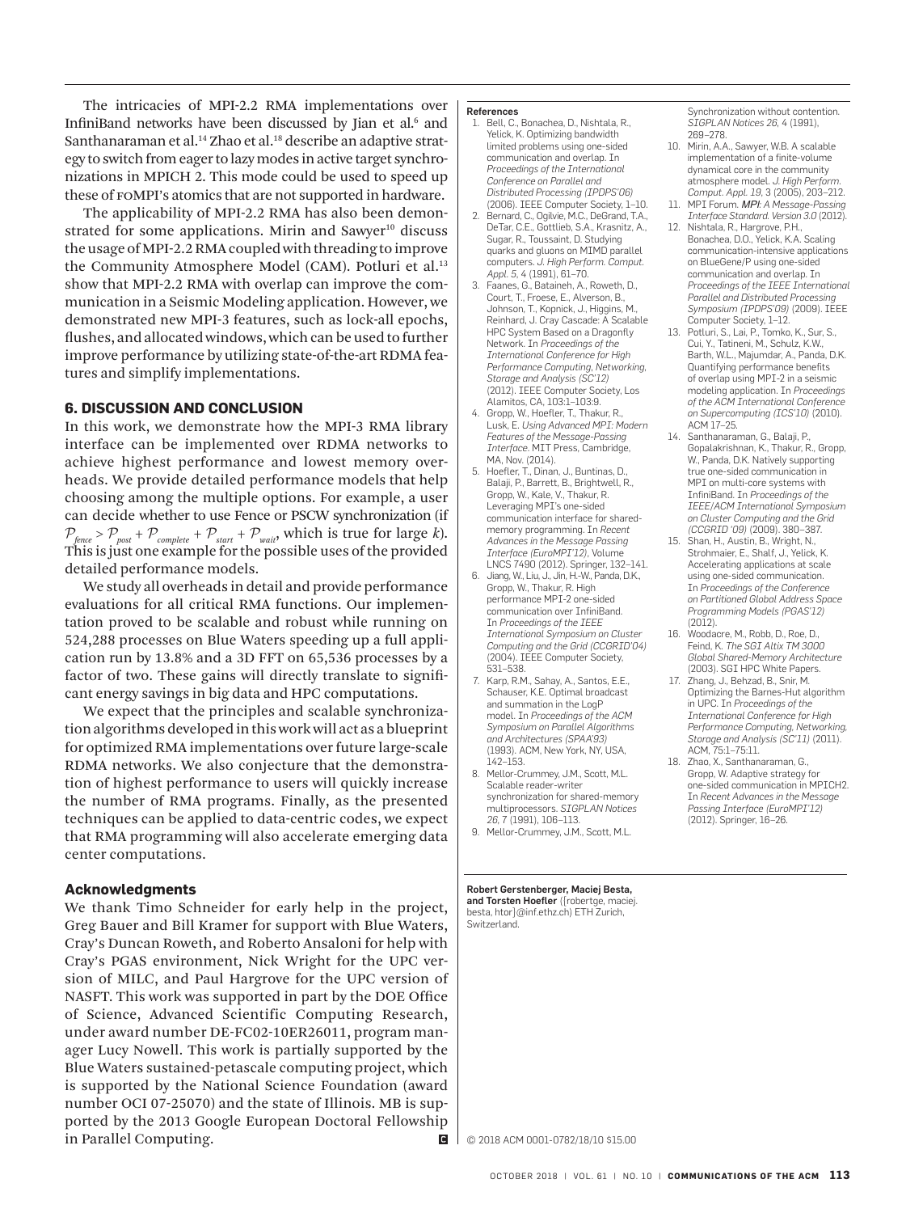The intricacies of MPI-2.2 RMA implementations over InfiniBand networks have been discussed by Jian et al.[6] and Santhanaraman et al.[14] Zhao et al.[18] describe an adaptive strategy to switch from eager to lazy modes in active target synchronizations in MPICH 2. This mode could be used to speed up these of FOMPI's atomics that are not supported in hardware.

The applicability of MPI-2.2 RMA has also been demonstrated for some applications. Mirin and Sawyer[10] discuss the usage of MPI-2.2 RMA coupled with threading to improve the Community Atmosphere Model (CAM). Potluri et al.[13] show that MPI-2.2 RMA with overlap can improve the communication in a Seismic Modeling application. However, we demonstrated new MPI-3 features, such as lock-all epochs, flushes, and allocated windows, which can be used to further improve performance by utilizing state-of-the-art RDMA features and simplify implementations.

## 6. DISCUSSION AND CONCLUSION

In this work, we demonstrate how the MPI-3 RMA library interface can be implemented over RDMA networks to achieve highest performance and lowest memory overheads. We provide detailed performance models that help choosing among the multiple options. For example, a user can decide whether to use Fence or PSCW synchronization (if $\mathcal{P}_{fence} > \mathcal{P}_{post} + \mathcal{P}_{complete} + \mathcal{P}_{start} + \mathcal{P}_{wait}$, which is true for large $k$). This is just one example for the possible uses of the provided detailed performance models.

We study all overheads in detail and provide performance evaluations for all critical RMA functions. Our implementation proved to be scalable and robust while running on 524,288 processes on Blue Waters speeding up a full application run by 13.8% and a 3D FFT on 65,536 processes by a factor of two. These gains will directly translate to significant energy savings in big data and HPC computations.

We expect that the principles and scalable synchronization algorithms developed in this work will act as a blueprint for optimized RMA implementations over future large-scale RDMA networks. We also conjecture that the demonstration of highest performance to users will quickly increase the number of RMA programs. Finally, as the presented techniques can be applied to data-centric codes, we expect that RMA programming will also accelerate emerging data center computations.

### Acknowledgments

We thank Timo Schneider for early help in the project, Greg Bauer and Bill Kramer for support with Blue Waters, Cray's Duncan Roweth, and Roberto Ansaloni for help with Cray's PGAS environment, Nick Wright for the UPC version of MILC, and Paul Hargrove for the UPC version of NASFT. This work was supported in part by the DOE Office of Science, Advanced Scientific Computing Research, under award number DE-FC02-10ER26011, program manager Lucy Nowell. This work is partially supported by the Blue Waters sustained-petascale computing project, which is supported by the National Science Foundation (award number OCI 07-25070) and the state of Illinois. MB is supported by the 2013 Google European Doctoral Fellowship in Parallel Computing.

**References**

1. Bell, C., Bonachea, D., Nishtala, R., Yelick, K. Optimizing bandwidth limited problems using one-sided communication and overlap. In *Proceedings of the International Conference on Parallel and Distributed Processing (IPDPS'06)* (2006). IEEE Computer Society, 1–10.
2. Bernard, C., Ogilvie, M.C., DeGrand, T.A., DeTar, C.E., Gottlieb, S.A., Krasnitz, A., Sugar, R., Toussaint, D. Studying quarks and gluons on MIMD parallel computers. *J. High Perform. Comput. Appl. 5*, 4 (1991), 61–70.
3. Faanes, G., Bataineh, A., Roweth, D., Court, T., Froese, E., Alverson, B., Johnson, T., Kopnick, J., Higgins, M., Reinhard, J. Cray Cascade: A Scalable HPC System Based on a Dragonfly Network. In *Proceedings of the International Conference for High Performance Computing, Networking, Storage and Analysis (SC'12)* (2012). IEEE Computer Society, Los Alamitos, CA, 103:1–103:9.
4. Gropp, W., Hoefler, T., Thakur, R., Lusk, E. *Using Advanced MPI: Modern Features of the Message-Passing Interface*. MIT Press, Cambridge, MA, Nov. (2014).
5. Hoefler, T., Dinan, J., Buntinas, D., Balaji, P., Barrett, B., Brightwell, R., Gropp, W., Kale, V., Thakur, R. Leveraging MPI's one-sided communication interface for shared-memory programming. In *Recent Advances in the Message Passing Interface (EuroMPI'12)*, Volume LNCS 7490 (2012). Springer, 132–141.
6. Jiang, W., Liu, J., Jin, H.-W., Panda, D.K., Gropp, W., Thakur, R. High performance MPI-2 one-sided communication over InfiniBand. In *Proceedings of the IEEE International Symposium on Cluster Computing and the Grid (CCGRID'04)* (2004). IEEE Computer Society, 531–538.
7. Karp, R.M., Sahay, A., Santos, E.E., Schauser, K.E. Optimal broadcast and summation in the LogP model. In *Proceedings of the ACM Symposium on Parallel Algorithms and Architectures (SPAA'93)* (1993). ACM, New York, NY, USA, 142–153.
8. Mellor-Crummey, J.M., Scott, M.L. Scalable reader-writer synchronization for shared-memory multiprocessors. *SIGPLAN Notices 26*, 7 (1991), 106–113.
9. Mellor-Crummey, J.M., Scott, M.L. Synchronization without contention. *SIGPLAN Notices 26*, 4 (1991), 269–278.
10. Mirin, A.A., Sawyer, W.B. A scalable implementation of a finite-volume dynamical core in the community atmosphere model. *J. High Perform. Comput. Appl. 19*, 3 (2005), 203–212.
11. MPI Forum. *MPI: A Message-Passing Interface Standard. Version 3.0* (2012).
12. Nishtala, R., Hargrove, P.H., Bonachea, D.O., Yelick, K.A. Scaling communication-intensive applications on BlueGene/P using one-sided communication and overlap. In *Proceedings of the IEEE International Parallel and Distributed Processing Symposium (IPDPS'09)* (2009). IEEE Computer Society, 1–12.
13. Potluri, S., Lai, P., Tomko, K., Sur, S., Cui, Y., Tatineni, M., Schulz, K.W., Barth, W.L., Majumdar, A., Panda, D.K. Quantifying performance benefits of overlap using MPI-2 in a seismic modeling application. In *Proceedings of the ACM International Conference on Supercomputing (ICS'10)* (2010). ACM 17–25.
14. Santhanaraman, G., Balaji, P., Gopalakrishnan, K., Thakur, R., Gropp, W., Panda, D.K. Natively supporting true one-sided communication in MPI on multi-core systems with InfiniBand. In *Proceedings of the IEEE/ACM International Symposium on Cluster Computing and the Grid (CCGRID '09)* (2009). 380–387.
15. Shan, H., Austin, B., Wright, N., Strohmaier, E., Shalf, J., Yelick, K. Accelerating applications at scale using one-sided communication. In *Proceedings of the Conference on Partitioned Global Address Space Programming Models (PGAS'12)* (2012).
16. Woodacre, M., Robb, D., Roe, D., Feind, K. *The SGI Altix TM 3000 Global Shared-Memory Architecture* (2003). SGI HPC White Papers.
17. Zhang, J., Behzad, B., Snir, M. Optimizing the Barnes-Hut algorithm in UPC. In *Proceedings of the International Conference for High Performance Computing, Networking, Storage and Analysis (SC'11)* (2011). ACM, 75:1–75:11.
18. Zhao, X., Santhanaraman, G., Gropp, W. Adaptive strategy for one-sided communication in MPICH2. In *Recent Advances in the Message Passing Interface (EuroMPI'12)* (2012). Springer, 16–26.

**Robert Gerstenberger, Maciej Besta, and Torsten Hoefler** ({robertge, maciej.besta, htor}@inf.ethz.ch) ETH Zurich, Switzerland.

© 2018 ACM 0001-0782/18/10 $15.00